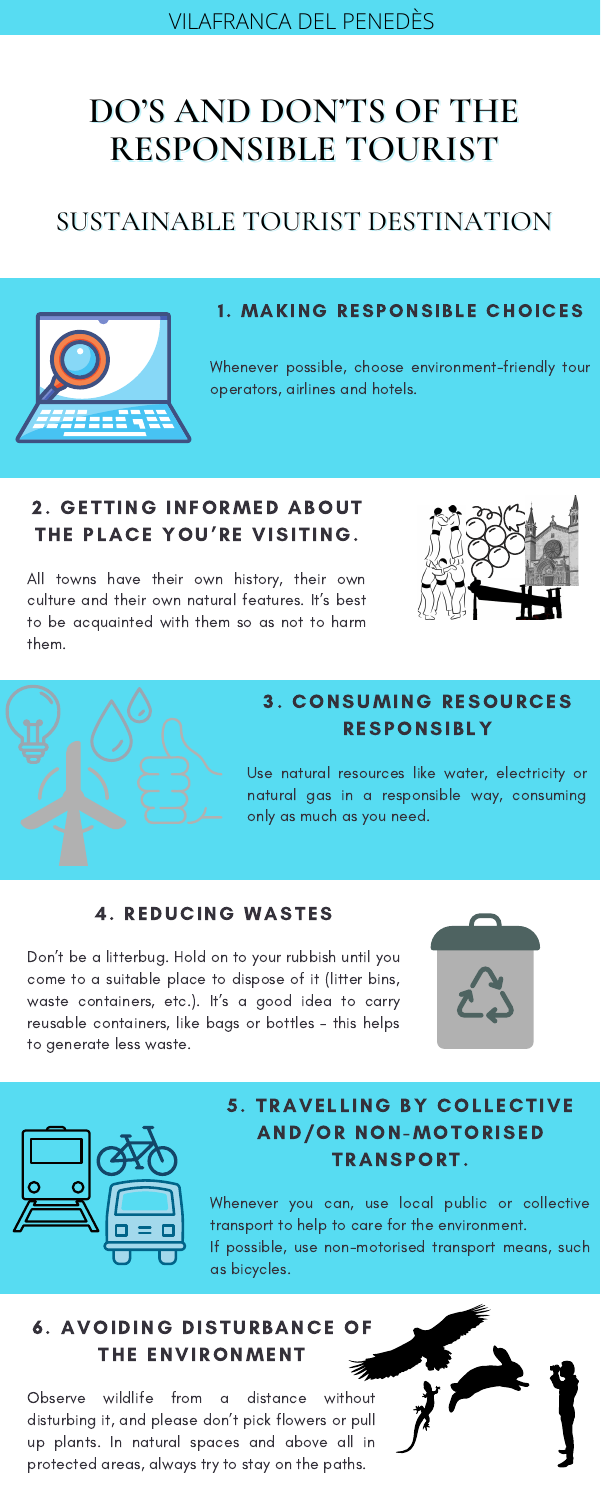VILAFRANCA DEL PENEDÈS

# DO'S AND DON'TS OF THE RESPONSIBLE TOURIST

## SUSTAINABLE TOURIST DESTINATION

### 1. MAKING RESPONSIBLE CHOICES

Whenever possible, choose environment-friendly tour operators, airlines and hotels.

### 2. GETTING INFORMED ABOUT THE PLACE YOU'RE VISITING.

All towns have their own history, their own culture and their own natural features. It's best to be acquainted with them so as not to harm them.

### 3. CONSUMING RESOURCES RESPONSIBLY

Use natural resources like water, electricity or natural gas in a responsible way, consuming only as much as you need.

### 4. REDUCING WASTES

Don't be a litterbug. Hold on to your rubbish until you come to a suitable place to dispose of it (litter bins, waste containers, etc.). It's a good idea to carry reusable containers, like bags or bottles - this helps to generate less waste.

### 5. TRAVELLING BY COLLECTIVE AND/OR NON-MOTORISED TRANSPORT.

Whenever you can, use local public or collective transport to help to care for the environment.
If possible, use non-motorised transport means, such as bicycles.

### 6. AVOIDING DISTURBANCE OF THE ENVIRONMENT

Observe wildlife from a distance without disturbing it, and please don't pick flowers or pull up plants. In natural spaces and above all in protected areas, always try to stay on the paths.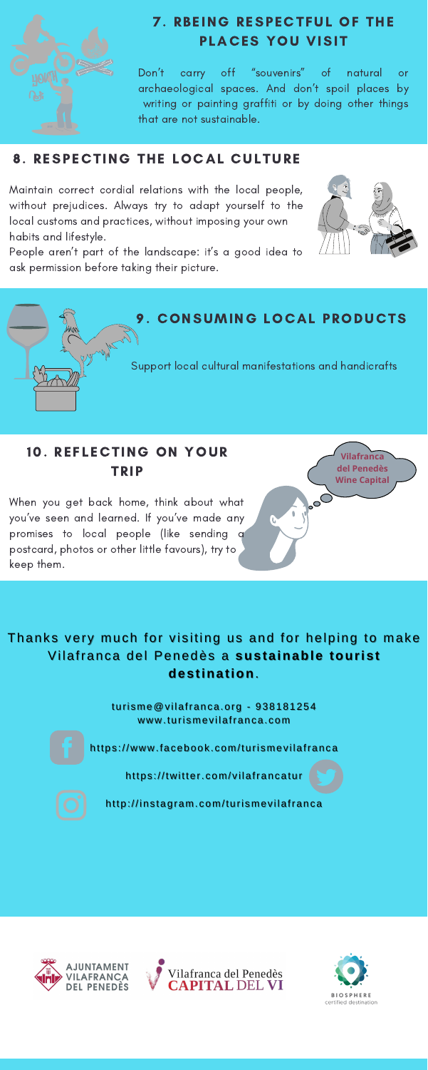## 7. RBEING RESPECTFUL OF THE PLACES YOU VISIT

Don't carry off "souvenirs" of natural or archaeological spaces. And don't spoil places by writing or painting graffiti or by doing other things that are not sustainable.

## 8. RESPECTING THE LOCAL CULTURE

Maintain correct cordial relations with the local people, without prejudices. Always try to adapt yourself to the local customs and practices, without imposing your own habits and lifestyle.

People aren't part of the landscape: it's a good idea to ask permission before taking their picture.

## 9. CONSUMING LOCAL PRODUCTS

Support local cultural manifestations and handicrafts

## 10. REFLECTING ON YOUR TRIP

Vilafranca del Penedès Wine Capital

When you get back home, think about what you've seen and learned. If you've made any promises to local people (like sending a postcard, photos or other little favours), try to keep them.

Thanks very much for visiting us and for helping to make Vilafranca del Penedès a **sustainable tourist destination**.

turisme@vilafranca.org - 938181254
www.turismevilafranca.com

https://www.facebook.com/turismevilafranca

https://twitter.com/vilafrancatur

http://instagram.com/turismevilafranca

AJUNTAMENT VILAFRANCA DEL PENEDÈS

Vilafranca del Penedès CAPITAL DEL VI

BIOSPHERE certified destination